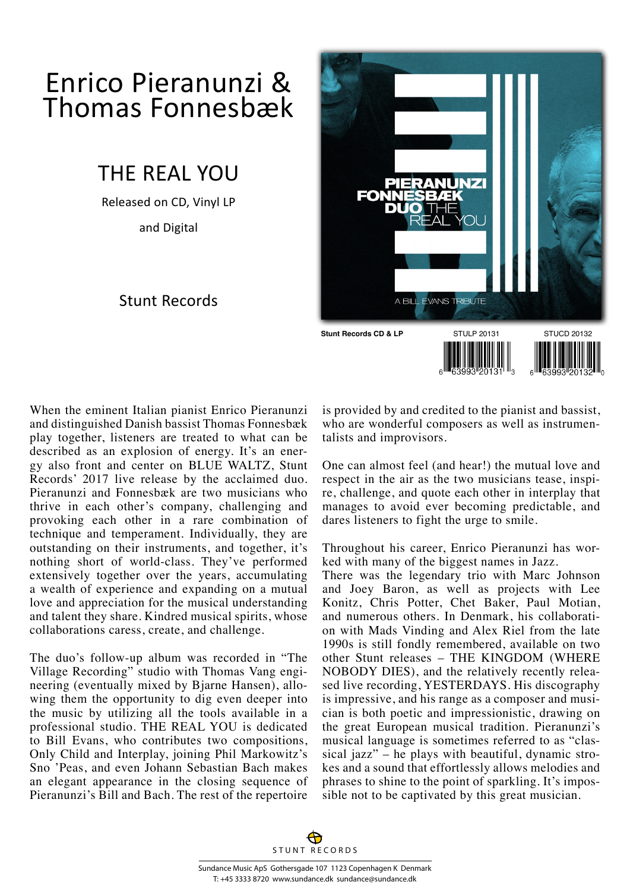# Enrico Pieranunzi & Thomas Fonnesbæk

## THE REAL YOU

Released on CD, Vinyl LP

and Digital

Stunt Records

PIERANUNZI FONNESBÆK DUO THE REAL YOU

A BILL EVANS TRIBUTE

**Stunt Records CD & LP** STULP 20131 STUCD 20132

6 63993 20131 3 6 63993 20132 0

When the eminent Italian pianist Enrico Pieranunzi and distinguished Danish bassist Thomas Fonnesbæk play together, listeners are treated to what can be described as an explosion of energy. It's an energy also front and center on BLUE WALTZ, Stunt Records' 2017 live release by the acclaimed duo. Pieranunzi and Fonnesbæk are two musicians who thrive in each other's company, challenging and provoking each other in a rare combination of technique and temperament. Individually, they are outstanding on their instruments, and together, it's nothing short of world-class. They've performed extensively together over the years, accumulating a wealth of experience and expanding on a mutual love and appreciation for the musical understanding and talent they share. Kindred musical spirits, whose collaborations caress, create, and challenge.

The duo's follow-up album was recorded in "The Village Recording" studio with Thomas Vang engineering (eventually mixed by Bjarne Hansen), allowing them the opportunity to dig even deeper into the music by utilizing all the tools available in a professional studio. THE REAL YOU is dedicated to Bill Evans, who contributes two compositions, Only Child and Interplay, joining Phil Markowitz's Sno 'Peas, and even Johann Sebastian Bach makes an elegant appearance in the closing sequence of Pieranunzi's Bill and Bach. The rest of the repertoire is provided by and credited to the pianist and bassist, who are wonderful composers as well as instrumentalists and improvisors.

One can almost feel (and hear!) the mutual love and respect in the air as the two musicians tease, inspire, challenge, and quote each other in interplay that manages to avoid ever becoming predictable, and dares listeners to fight the urge to smile.

Throughout his career, Enrico Pieranunzi has worked with many of the biggest names in Jazz.
There was the legendary trio with Marc Johnson and Joey Baron, as well as projects with Lee Konitz, Chris Potter, Chet Baker, Paul Motian, and numerous others. In Denmark, his collaboration with Mads Vinding and Alex Riel from the late 1990s is still fondly remembered, available on two other Stunt releases – THE KINGDOM (WHERE NOBODY DIES), and the relatively recently released live recording, YESTERDAYS. His discography is impressive, and his range as a composer and musician is both poetic and impressionistic, drawing on the great European musical tradition. Pieranunzi's musical language is sometimes referred to as "classical jazz" – he plays with beautiful, dynamic strokes and a sound that effortlessly allows melodies and phrases to shine to the point of sparkling. It's impossible not to be captivated by this great musician.

STUNT RECORDS

Sundance Music ApS Gothersgade 107 1123 Copenhagen K Denmark
T: +45 3333 8720 www.sundance.dk sundance@sundance.dk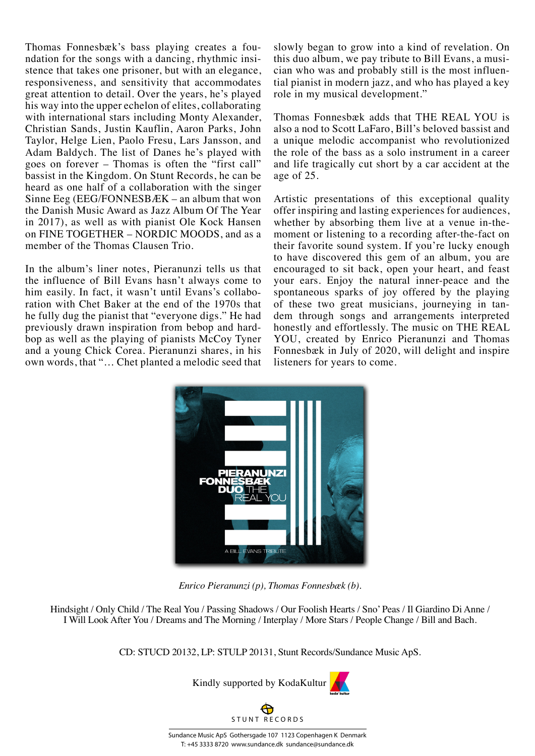Thomas Fonnesbæk's bass playing creates a foundation for the songs with a dancing, rhythmic insistence that takes one prisoner, but with an elegance, responsiveness, and sensitivity that accommodates great attention to detail. Over the years, he's played his way into the upper echelon of elites, collaborating with international stars including Monty Alexander, Christian Sands, Justin Kauflin, Aaron Parks, John Taylor, Helge Lien, Paolo Fresu, Lars Jansson, and Adam Baldych. The list of Danes he's played with goes on forever – Thomas is often the "first call" bassist in the Kingdom. On Stunt Records, he can be heard as one half of a collaboration with the singer Sinne Eeg (EEG/FONNESBÆK – an album that won the Danish Music Award as Jazz Album Of The Year in 2017), as well as with pianist Ole Kock Hansen on FINE TOGETHER – NORDIC MOODS, and as a member of the Thomas Clausen Trio.

In the album's liner notes, Pieranunzi tells us that the influence of Bill Evans hasn't always come to him easily. In fact, it wasn't until Evans's collaboration with Chet Baker at the end of the 1970s that he fully dug the pianist that "everyone digs." He had previously drawn inspiration from bebop and hardbop as well as the playing of pianists McCoy Tyner and a young Chick Corea. Pieranunzi shares, in his own words, that "… Chet planted a melodic seed that slowly began to grow into a kind of revelation. On this duo album, we pay tribute to Bill Evans, a musician who was and probably still is the most influential pianist in modern jazz, and who has played a key role in my musical development."

Thomas Fonnesbæk adds that THE REAL YOU is also a nod to Scott LaFaro, Bill's beloved bassist and a unique melodic accompanist who revolutionized the role of the bass as a solo instrument in a career and life tragically cut short by a car accident at the age of 25.

Artistic presentations of this exceptional quality offer inspiring and lasting experiences for audiences, whether by absorbing them live at a venue in-the-moment or listening to a recording after-the-fact on their favorite sound system. If you're lucky enough to have discovered this gem of an album, you are encouraged to sit back, open your heart, and feast your ears. Enjoy the natural inner-peace and the spontaneous sparks of joy offered by the playing of these two great musicians, journeying in tandem through songs and arrangements interpreted honestly and effortlessly. The music on THE REAL YOU, created by Enrico Pieranunzi and Thomas Fonnesbæk in July of 2020, will delight and inspire listeners for years to come.

*Enrico Pieranunzi (p), Thomas Fonnesbæk (b).*

Hindsight / Only Child / The Real You / Passing Shadows / Our Foolish Hearts / Sno' Peas / Il Giardino Di Anne / I Will Look After You / Dreams and The Morning / Interplay / More Stars / People Change / Bill and Bach.

CD: STUCD 20132, LP: STULP 20131, Stunt Records/Sundance Music ApS.

Kindly supported by KodaKultur

STUNT RECORDS

Sundance Music ApS Gothersgade 107 1123 Copenhagen K Denmark
T: +45 3333 8720 www.sundance.dk sundance@sundance.dk